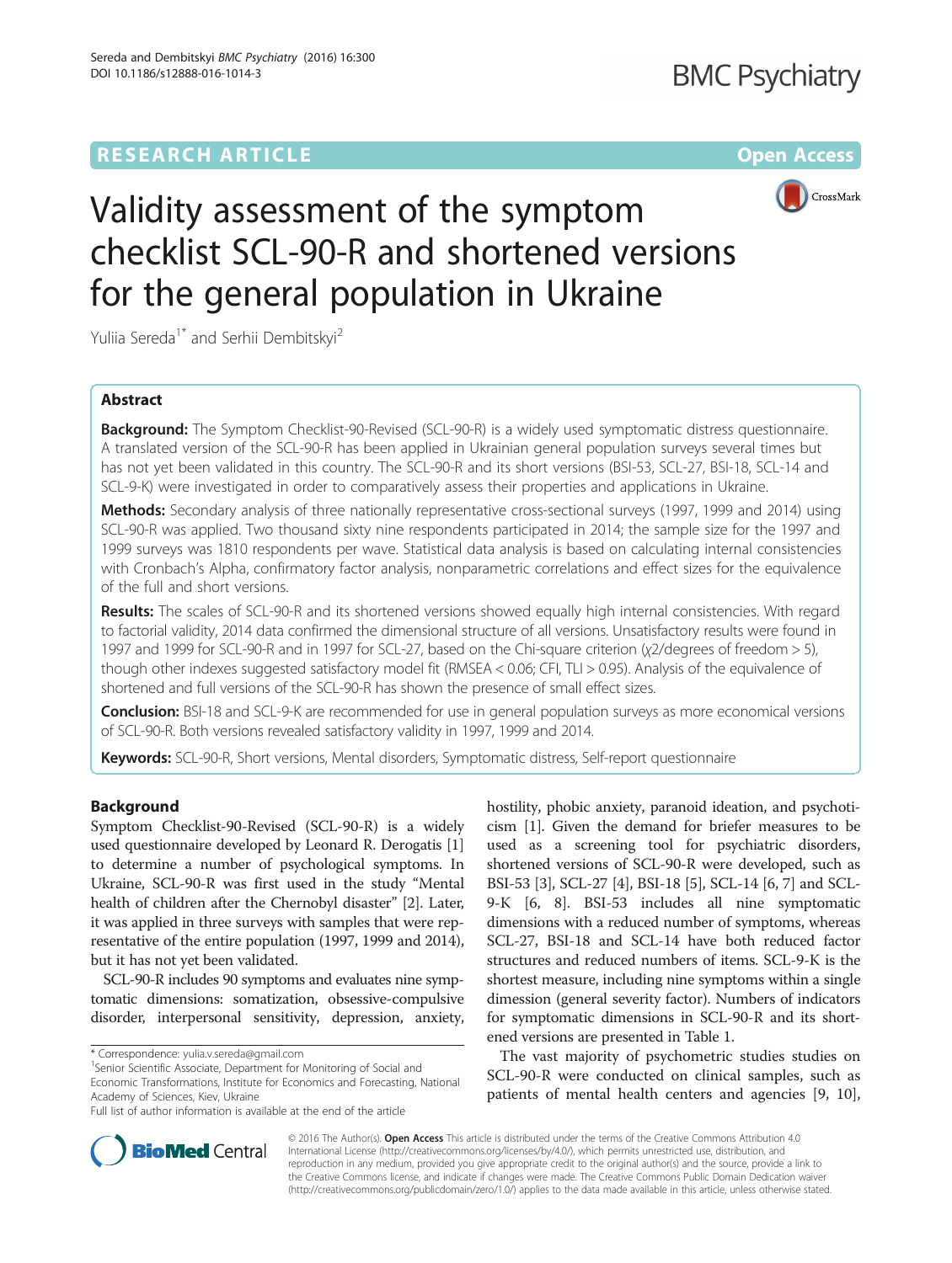RESEARCH ARTICLE

Open Access

# Validity assessment of the symptom checklist SCL-90-R and shortened versions for the general population in Ukraine

Yuliia Sereda[1*] and Serhii Dembitskyi[2]

## Abstract

**Background:** The Symptom Checklist-90-Revised (SCL-90-R) is a widely used symptomatic distress questionnaire. A translated version of the SCL-90-R has been applied in Ukrainian general population surveys several times but has not yet been validated in this country. The SCL-90-R and its short versions (BSI-53, SCL-27, BSI-18, SCL-14 and SCL-9-K) were investigated in order to comparatively assess their properties and applications in Ukraine.

**Methods:** Secondary analysis of three nationally representative cross-sectional surveys (1997, 1999 and 2014) using SCL-90-R was applied. Two thousand sixty nine respondents participated in 2014; the sample size for the 1997 and 1999 surveys was 1810 respondents per wave. Statistical data analysis is based on calculating internal consistencies with Cronbach's Alpha, confirmatory factor analysis, nonparametric correlations and effect sizes for the equivalence of the full and short versions.

**Results:** The scales of SCL-90-R and its shortened versions showed equally high internal consistencies. With regard to factorial validity, 2014 data confirmed the dimensional structure of all versions. Unsatisfactory results were found in 1997 and 1999 for SCL-90-R and in 1997 for SCL-27, based on the Chi-square criterion ($\chi 2$/degrees of freedom > 5), though other indexes suggested satisfactory model fit (RMSEA < 0.06; CFI, TLI > 0.95). Analysis of the equivalence of shortened and full versions of the SCL-90-R has shown the presence of small effect sizes.

**Conclusion:** BSI-18 and SCL-9-K are recommended for use in general population surveys as more economical versions of SCL-90-R. Both versions revealed satisfactory validity in 1997, 1999 and 2014.

**Keywords:** SCL-90-R, Short versions, Mental disorders, Symptomatic distress, Self-report questionnaire

## Background

Symptom Checklist-90-Revised (SCL-90-R) is a widely used questionnaire developed by Leonard R. Derogatis [1] to determine a number of psychological symptoms. In Ukraine, SCL-90-R was first used in the study "Mental health of children after the Chernobyl disaster" [2]. Later, it was applied in three surveys with samples that were representative of the entire population (1997, 1999 and 2014), but it has not yet been validated.

SCL-90-R includes 90 symptoms and evaluates nine symptomatic dimensions: somatization, obsessive-compulsive disorder, interpersonal sensitivity, depression, anxiety, hostility, phobic anxiety, paranoid ideation, and psychoticism [1]. Given the demand for briefer measures to be used as a screening tool for psychiatric disorders, shortened versions of SCL-90-R were developed, such as BSI-53 [3], SCL-27 [4], BSI-18 [5], SCL-14 [6, 7] and SCL-9-K [6, 8]. BSI-53 includes all nine symptomatic dimensions with a reduced number of symptoms, whereas SCL-27, BSI-18 and SCL-14 have both reduced factor structures and reduced numbers of items. SCL-9-K is the shortest measure, including nine symptoms within a single dimesion (general severity factor). Numbers of indicators for symptomatic dimensions in SCL-90-R and its shortened versions are presented in Table 1.

The vast majority of psychometric studies studies on SCL-90-R were conducted on clinical samples, such as patients of mental health centers and agencies [9, 10],

* Correspondence: yulia.v.sereda@gmail.com

[1]Senior Scientific Associate, Department for Monitoring of Social and Economic Transformations, Institute for Economics and Forecasting, National Academy of Sciences, Kiev, Ukraine

Full list of author information is available at the end of the article

© 2016 The Author(s). **Open Access** This article is distributed under the terms of the Creative Commons Attribution 4.0 International License (http://creativecommons.org/licenses/by/4.0/), which permits unrestricted use, distribution, and reproduction in any medium, provided you give appropriate credit to the original author(s) and the source, provide a link to the Creative Commons license, and indicate if changes were made. The Creative Commons Public Domain Dedication waiver (http://creativecommons.org/publicdomain/zero/1.0/) applies to the data made available in this article, unless otherwise stated.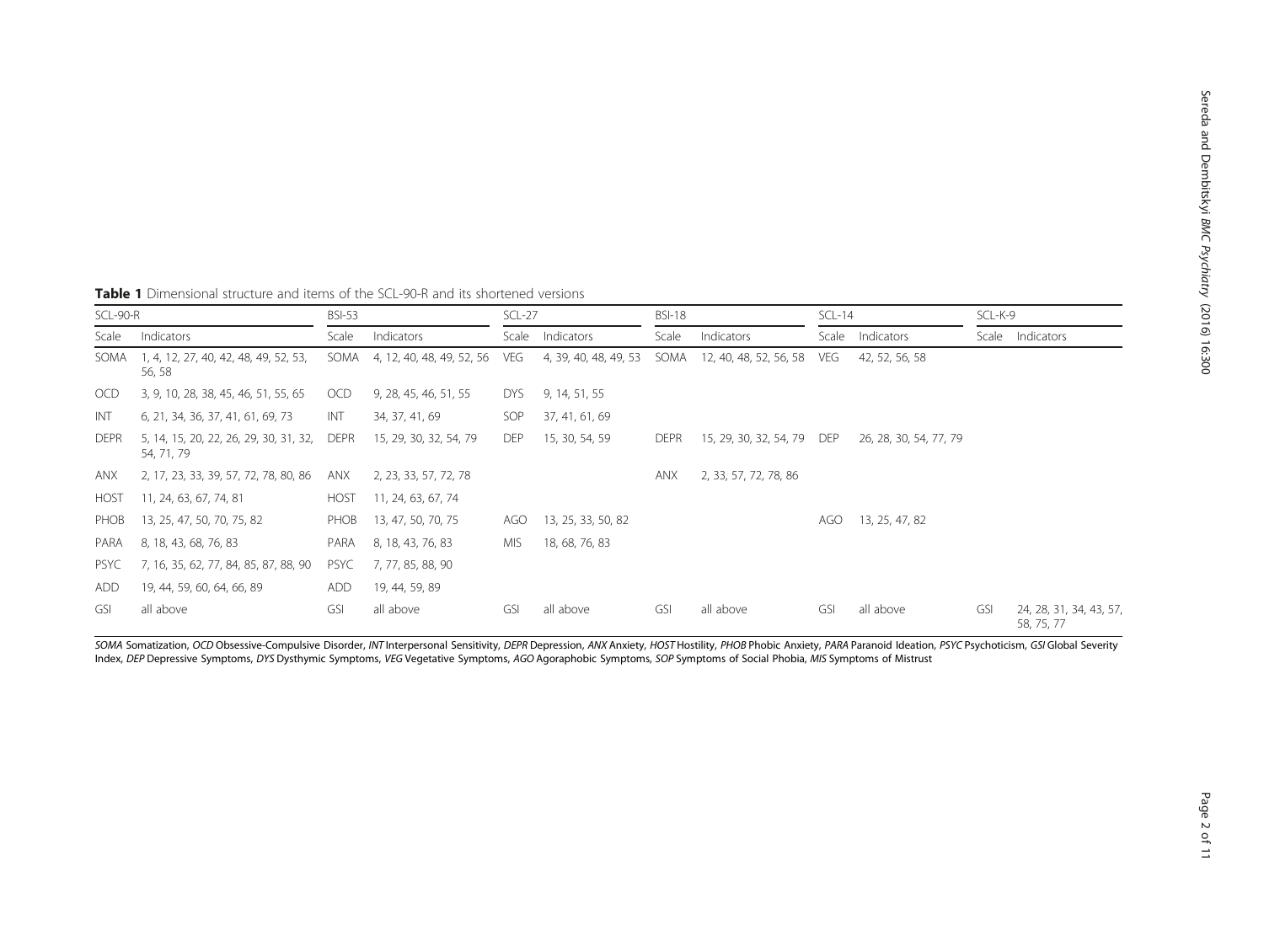**Table 1** Dimensional structure and items of the SCL-90-R and its shortened versions

| SCL-90-R | | BSI-53 | | SCL-27 | | BSI-18 | | SCL-14 | | SCL-K-9 | |
|---|---|---|---|---|---|---|---|---|---|---|---|
| Scale | Indicators | Scale | Indicators | Scale | Indicators | Scale | Indicators | Scale | Indicators | Scale | Indicators |
| SOMA | 1, 4, 12, 27, 40, 42, 48, 49, 52, 53, 56, 58 | SOMA | 4, 12, 40, 48, 49, 52, 56 | VEG | 4, 39, 40, 48, 49, 53 | SOMA | 12, 40, 48, 52, 56, 58 | VEG | 42, 52, 56, 58 | | |
| OCD | 3, 9, 10, 28, 38, 45, 46, 51, 55, 65 | OCD | 9, 28, 45, 46, 51, 55 | DYS | 9, 14, 51, 55 | | | | | | |
| INT | 6, 21, 34, 36, 37, 41, 61, 69, 73 | INT | 34, 37, 41, 69 | SOP | 37, 41, 61, 69 | | | | | | |
| DEPR | 5, 14, 15, 20, 22, 26, 29, 30, 31, 32, 54, 71, 79 | DEPR | 15, 29, 30, 32, 54, 79 | DEP | 15, 30, 54, 59 | DEPR | 15, 29, 30, 32, 54, 79 | DEP | 26, 28, 30, 54, 77, 79 | | |
| ANX | 2, 17, 23, 33, 39, 57, 72, 78, 80, 86 | ANX | 2, 23, 33, 57, 72, 78 | | | ANX | 2, 33, 57, 72, 78, 86 | | | | |
| HOST | 11, 24, 63, 67, 74, 81 | HOST | 11, 24, 63, 67, 74 | | | | | | | | |
| PHOB | 13, 25, 47, 50, 70, 75, 82 | PHOB | 13, 47, 50, 70, 75 | AGO | 13, 25, 33, 50, 82 | | | AGO | 13, 25, 47, 82 | | |
| PARA | 8, 18, 43, 68, 76, 83 | PARA | 8, 18, 43, 76, 83 | MIS | 18, 68, 76, 83 | | | | | | |
| PSYC | 7, 16, 35, 62, 77, 84, 85, 87, 88, 90 | PSYC | 7, 77, 85, 88, 90 | | | | | | | | |
| ADD | 19, 44, 59, 60, 64, 66, 89 | ADD | 19, 44, 59, 89 | | | | | | | | |
| GSI | all above | GSI | all above | GSI | all above | GSI | all above | GSI | all above | GSI | 24, 28, 31, 34, 43, 57, 58, 75, 77 |

*SOMA* Somatization, *OCD* Obsessive-Compulsive Disorder, *INT* Interpersonal Sensitivity, *DEPR* Depression, *ANX* Anxiety, *HOST* Hostility, *PHOB* Phobic Anxiety, *PARA* Paranoid Ideation, *PSYC* Psychoticism, *GSI* Global Severity Index, *DEP* Depressive Symptoms, *DYS* Dysthymic Symptoms, *VEG* Vegetative Symptoms, *AGO* Agoraphobic Symptoms, *SOP* Symptoms of Social Phobia, *MIS* Symptoms of Mistrust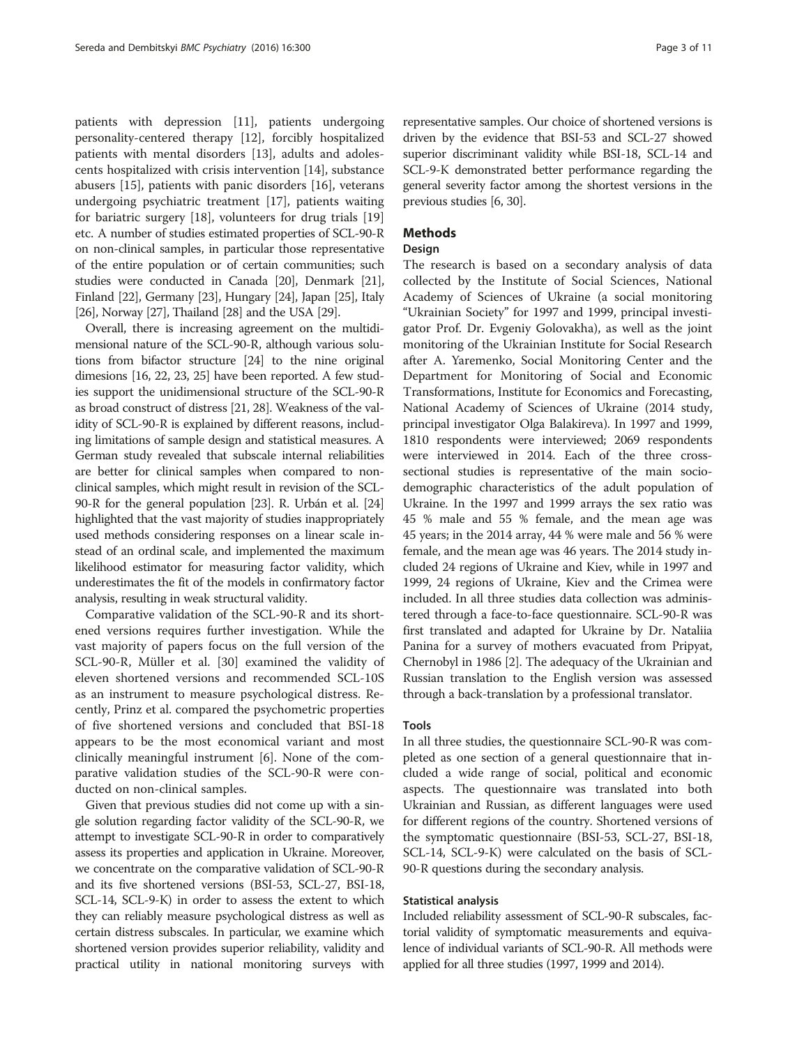patients with depression [11], patients undergoing personality-centered therapy [12], forcibly hospitalized patients with mental disorders [13], adults and adolescents hospitalized with crisis intervention [14], substance abusers [15], patients with panic disorders [16], veterans undergoing psychiatric treatment [17], patients waiting for bariatric surgery [18], volunteers for drug trials [19] etc. A number of studies estimated properties of SCL-90-R on non-clinical samples, in particular those representative of the entire population or of certain communities; such studies were conducted in Canada [20], Denmark [21], Finland [22], Germany [23], Hungary [24], Japan [25], Italy [26], Norway [27], Thailand [28] and the USA [29].

Overall, there is increasing agreement on the multidimensional nature of the SCL-90-R, although various solutions from bifactor structure [24] to the nine original dimesions [16, 22, 23, 25] have been reported. A few studies support the unidimensional structure of the SCL-90-R as broad construct of distress [21, 28]. Weakness of the validity of SCL-90-R is explained by different reasons, including limitations of sample design and statistical measures. A German study revealed that subscale internal reliabilities are better for clinical samples when compared to non-clinical samples, which might result in revision of the SCL-90-R for the general population [23]. R. Urbán et al. [24] highlighted that the vast majority of studies inappropriately used methods considering responses on a linear scale instead of an ordinal scale, and implemented the maximum likelihood estimator for measuring factor validity, which underestimates the fit of the models in confirmatory factor analysis, resulting in weak structural validity.

Comparative validation of the SCL-90-R and its shortened versions requires further investigation. While the vast majority of papers focus on the full version of the SCL-90-R, Müller et al. [30] examined the validity of eleven shortened versions and recommended SCL-10S as an instrument to measure psychological distress. Recently, Prinz et al. compared the psychometric properties of five shortened versions and concluded that BSI-18 appears to be the most economical variant and most clinically meaningful instrument [6]. None of the comparative validation studies of the SCL-90-R were conducted on non-clinical samples.

Given that previous studies did not come up with a single solution regarding factor validity of the SCL-90-R, we attempt to investigate SCL-90-R in order to comparatively assess its properties and application in Ukraine. Moreover, we concentrate on the comparative validation of SCL-90-R and its five shortened versions (BSI-53, SCL-27, BSI-18, SCL-14, SCL-9-K) in order to assess the extent to which they can reliably measure psychological distress as well as certain distress subscales. In particular, we examine which shortened version provides superior reliability, validity and practical utility in national monitoring surveys with representative samples. Our choice of shortened versions is driven by the evidence that BSI-53 and SCL-27 showed superior discriminant validity while BSI-18, SCL-14 and SCL-9-K demonstrated better performance regarding the general severity factor among the shortest versions in the previous studies [6, 30].

## Methods

### Design

The research is based on a secondary analysis of data collected by the Institute of Social Sciences, National Academy of Sciences of Ukraine (a social monitoring "Ukrainian Society" for 1997 and 1999, principal investigator Prof. Dr. Evgeniy Golovakha), as well as the joint monitoring of the Ukrainian Institute for Social Research after A. Yaremenko, Social Monitoring Center and the Department for Monitoring of Social and Economic Transformations, Institute for Economics and Forecasting, National Academy of Sciences of Ukraine (2014 study, principal investigator Olga Balakireva). In 1997 and 1999, 1810 respondents were interviewed; 2069 respondents were interviewed in 2014. Each of the three cross-sectional studies is representative of the main socio-demographic characteristics of the adult population of Ukraine. In the 1997 and 1999 arrays the sex ratio was 45 % male and 55 % female, and the mean age was 45 years; in the 2014 array, 44 % were male and 56 % were female, and the mean age was 46 years. The 2014 study included 24 regions of Ukraine and Kiev, while in 1997 and 1999, 24 regions of Ukraine, Kiev and the Crimea were included. In all three studies data collection was administered through a face-to-face questionnaire. SCL-90-R was first translated and adapted for Ukraine by Dr. Nataliia Panina for a survey of mothers evacuated from Pripyat, Chernobyl in 1986 [2]. The adequacy of the Ukrainian and Russian translation to the English version was assessed through a back-translation by a professional translator.

### Tools

In all three studies, the questionnaire SCL-90-R was completed as one section of a general questionnaire that included a wide range of social, political and economic aspects. The questionnaire was translated into both Ukrainian and Russian, as different languages were used for different regions of the country. Shortened versions of the symptomatic questionnaire (BSI-53, SCL-27, BSI-18, SCL-14, SCL-9-K) were calculated on the basis of SCL-90-R questions during the secondary analysis.

### Statistical analysis

Included reliability assessment of SCL-90-R subscales, factorial validity of symptomatic measurements and equivalence of individual variants of SCL-90-R. All methods were applied for all three studies (1997, 1999 and 2014).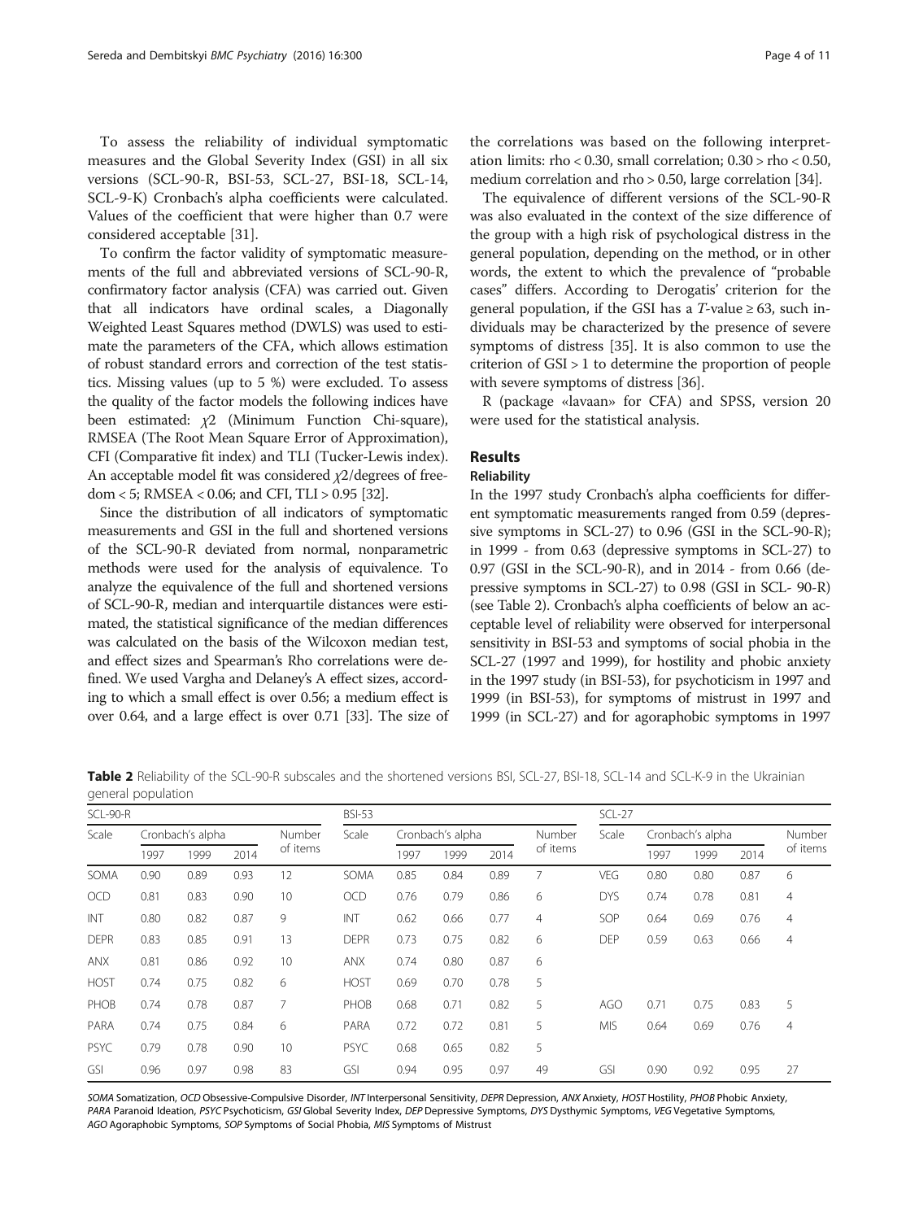To assess the reliability of individual symptomatic measures and the Global Severity Index (GSI) in all six versions (SCL-90-R, BSI-53, SCL-27, BSI-18, SCL-14, SCL-9-K) Cronbach's alpha coefficients were calculated. Values of the coefficient that were higher than 0.7 were considered acceptable [31].

To confirm the factor validity of symptomatic measurements of the full and abbreviated versions of SCL-90-R, confirmatory factor analysis (CFA) was carried out. Given that all indicators have ordinal scales, a Diagonally Weighted Least Squares method (DWLS) was used to estimate the parameters of the CFA, which allows estimation of robust standard errors and correction of the test statistics. Missing values (up to 5 %) were excluded. To assess the quality of the factor models the following indices have been estimated: $\chi2$ (Minimum Function Chi-square), RMSEA (The Root Mean Square Error of Approximation), CFI (Comparative fit index) and TLI (Tucker-Lewis index). An acceptable model fit was considered $\chi2$/degrees of freedom < 5; RMSEA < 0.06; and CFI, TLI > 0.95 [32].

Since the distribution of all indicators of symptomatic measurements and GSI in the full and shortened versions of the SCL-90-R deviated from normal, nonparametric methods were used for the analysis of equivalence. To analyze the equivalence of the full and shortened versions of SCL-90-R, median and interquartile distances were estimated, the statistical significance of the median differences was calculated on the basis of the Wilcoxon median test, and effect sizes and Spearman's Rho correlations were defined. We used Vargha and Delaney's A effect sizes, according to which a small effect is over 0.56; a medium effect is over 0.64, and a large effect is over 0.71 [33]. The size of the correlations was based on the following interpretation limits: rho < 0.30, small correlation; 0.30 > rho < 0.50, medium correlation and rho > 0.50, large correlation [34].

The equivalence of different versions of the SCL-90-R was also evaluated in the context of the size difference of the group with a high risk of psychological distress in the general population, depending on the method, or in other words, the extent to which the prevalence of "probable cases" differs. According to Derogatis' criterion for the general population, if the GSI has a *T*-value ≥ 63, such individuals may be characterized by the presence of severe symptoms of distress [35]. It is also common to use the criterion of GSI > 1 to determine the proportion of people with severe symptoms of distress [36].

R (package «lavaan» for CFA) and SPSS, version 20 were used for the statistical analysis.

## Results

### Reliability

In the 1997 study Cronbach's alpha coefficients for different symptomatic measurements ranged from 0.59 (depressive symptoms in SCL-27) to 0.96 (GSI in the SCL-90-R); in 1999 - from 0.63 (depressive symptoms in SCL-27) to 0.97 (GSI in the SCL-90-R), and in 2014 - from 0.66 (depressive symptoms in SCL-27) to 0.98 (GSI in SCL- 90-R) (see Table 2). Cronbach's alpha coefficients of below an acceptable level of reliability were observed for interpersonal sensitivity in BSI-53 and symptoms of social phobia in the SCL-27 (1997 and 1999), for hostility and phobic anxiety in the 1997 study (in BSI-53), for psychoticism in 1997 and 1999 (in BSI-53), for symptoms of mistrust in 1997 and 1999 (in SCL-27) and for agoraphobic symptoms in 1997

**Table 2** Reliability of the SCL-90-R subscales and the shortened versions BSI, SCL-27, BSI-18, SCL-14 and SCL-K-9 in the Ukrainian general population

| SCL-90-R | | | | | BSI-53 | | | | | SCL-27 | | | | |
|---|---|---|---|---|---|---|---|---|---|---|---|---|---|---|
| Scale | Cronbach's alpha | | | Number of items | Scale | Cronbach's alpha | | | Number of items | Scale | Cronbach's alpha | | | Number of items |
| | 1997 | 1999 | 2014 | | | 1997 | 1999 | 2014 | | | 1997 | 1999 | 2014 | |
| SOMA | 0.90 | 0.89 | 0.93 | 12 | SOMA | 0.85 | 0.84 | 0.89 | 7 | VEG | 0.80 | 0.80 | 0.87 | 6 |
| OCD | 0.81 | 0.83 | 0.90 | 10 | OCD | 0.76 | 0.79 | 0.86 | 6 | DYS | 0.74 | 0.78 | 0.81 | 4 |
| INT | 0.80 | 0.82 | 0.87 | 9 | INT | 0.62 | 0.66 | 0.77 | 4 | SOP | 0.64 | 0.69 | 0.76 | 4 |
| DEPR | 0.83 | 0.85 | 0.91 | 13 | DEPR | 0.73 | 0.75 | 0.82 | 6 | DEP | 0.59 | 0.63 | 0.66 | 4 |
| ANX | 0.81 | 0.86 | 0.92 | 10 | ANX | 0.74 | 0.80 | 0.87 | 6 | | | | | |
| HOST | 0.74 | 0.75 | 0.82 | 6 | HOST | 0.69 | 0.70 | 0.78 | 5 | | | | | |
| PHOB | 0.74 | 0.78 | 0.87 | 7 | PHOB | 0.68 | 0.71 | 0.82 | 5 | AGO | 0.71 | 0.75 | 0.83 | 5 |
| PARA | 0.74 | 0.75 | 0.84 | 6 | PARA | 0.72 | 0.72 | 0.81 | 5 | MIS | 0.64 | 0.69 | 0.76 | 4 |
| PSYC | 0.79 | 0.78 | 0.90 | 10 | PSYC | 0.68 | 0.65 | 0.82 | 5 | | | | | |
| GSI | 0.96 | 0.97 | 0.98 | 83 | GSI | 0.94 | 0.95 | 0.97 | 49 | GSI | 0.90 | 0.92 | 0.95 | 27 |

*SOMA* Somatization, *OCD* Obsessive-Compulsive Disorder, *INT* Interpersonal Sensitivity, *DEPR* Depression, *ANX* Anxiety, *HOST* Hostility, *PHOB* Phobic Anxiety, *PARA* Paranoid Ideation, *PSYC* Psychoticism, *GSI* Global Severity Index, *DEP* Depressive Symptoms, *DYS* Dysthymic Symptoms, *VEG* Vegetative Symptoms, *AGO* Agoraphobic Symptoms, *SOP* Symptoms of Social Phobia, *MIS* Symptoms of Mistrust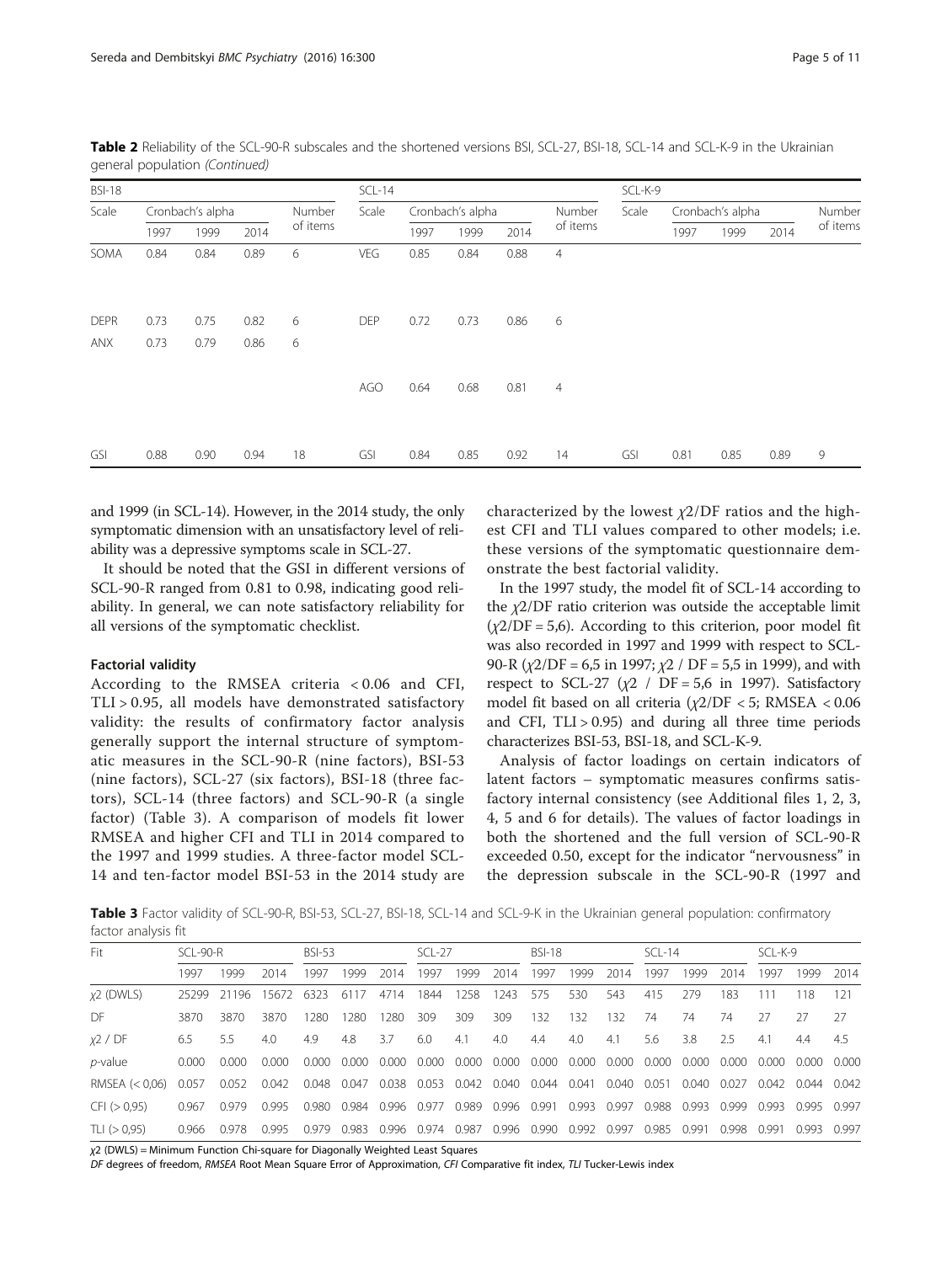**Table 2** Reliability of the SCL-90-R subscales and the shortened versions BSI, SCL-27, BSI-18, SCL-14 and SCL-K-9 in the Ukrainian general population *(Continued)*

| BSI-18 | | | | | SCL-14 | | | | | SCL-K-9 | | | | |
|---|---|---|---|---|---|---|---|---|---|---|---|---|---|---|
| Scale | Cronbach's alpha | | | Number of items | Scale | Cronbach's alpha | | | Number of items | Scale | Cronbach's alpha | | | Number of items |
| | 1997 | 1999 | 2014 | | | 1997 | 1999 | 2014 | | | 1997 | 1999 | 2014 | |
| SOMA | 0.84 | 0.84 | 0.89 | 6 | VEG | 0.85 | 0.84 | 0.88 | 4 | | | | | |
| DEPR | 0.73 | 0.75 | 0.82 | 6 | DEP | 0.72 | 0.73 | 0.86 | 6 | | | | | |
| ANX | 0.73 | 0.79 | 0.86 | 6 | | | | | | | | | | |
| | | | | | AGO | 0.64 | 0.68 | 0.81 | 4 | | | | | |
| GSI | 0.88 | 0.90 | 0.94 | 18 | GSI | 0.84 | 0.85 | 0.92 | 14 | GSI | 0.81 | 0.85 | 0.89 | 9 |

and 1999 (in SCL-14). However, in the 2014 study, the only symptomatic dimension with an unsatisfactory level of reliability was a depressive symptoms scale in SCL-27.

It should be noted that the GSI in different versions of SCL-90-R ranged from 0.81 to 0.98, indicating good reliability. In general, we can note satisfactory reliability for all versions of the symptomatic checklist.

### Factorial validity

According to the RMSEA criteria < 0.06 and CFI, TLI > 0.95, all models have demonstrated satisfactory validity: the results of confirmatory factor analysis generally support the internal structure of symptomatic measures in the SCL-90-R (nine factors), BSI-53 (nine factors), SCL-27 (six factors), BSI-18 (three factors), SCL-14 (three factors) and SCL-90-R (a single factor) (Table 3). A comparison of models fit lower RMSEA and higher CFI and TLI in 2014 compared to the 1997 and 1999 studies. A three-factor model SCL-14 and ten-factor model BSI-53 in the 2014 study are characterized by the lowest $\chi2$/DF ratios and the highest CFI and TLI values compared to other models; i.e. these versions of the symptomatic questionnaire demonstrate the best factorial validity.

In the 1997 study, the model fit of SCL-14 according to the $\chi2$/DF ratio criterion was outside the acceptable limit ($\chi2$/DF = 5,6). According to this criterion, poor model fit was also recorded in 1997 and 1999 with respect to SCL-90-R ($\chi2$/DF = 6,5 in 1997; $\chi2$ / DF = 5,5 in 1999), and with respect to SCL-27 ($\chi2$ / DF = 5,6 in 1997). Satisfactory model fit based on all criteria ($\chi2$/DF < 5; RMSEA < 0.06 and CFI, TLI > 0.95) and during all three time periods characterizes BSI-53, BSI-18, and SCL-K-9.

Analysis of factor loadings on certain indicators of latent factors – symptomatic measures confirms satisfactory internal consistency (see Additional files 1, 2, 3, 4, 5 and 6 for details). The values of factor loadings in both the shortened and the full version of SCL-90-R exceeded 0.50, except for the indicator "nervousness" in the depression subscale in the SCL-90-R (1997 and

**Table 3** Factor validity of SCL-90-R, BSI-53, SCL-27, BSI-18, SCL-14 and SCL-9-K in the Ukrainian general population: confirmatory factor analysis fit

| Fit | SCL-90-R | | | BSI-53 | | | SCL-27 | | | BSI-18 | | | SCL-14 | | | SCL-K-9 | | |
|---|---|---|---|---|---|---|---|---|---|---|---|---|---|---|---|---|---|---|
| | 1997 | 1999 | 2014 | 1997 | 1999 | 2014 | 1997 | 1999 | 2014 | 1997 | 1999 | 2014 | 1997 | 1999 | 2014 | 1997 | 1999 | 2014 |
| $\chi2$ (DWLS) | 25299 | 21196 | 15672 | 6323 | 6117 | 4714 | 1844 | 1258 | 1243 | 575 | 530 | 543 | 415 | 279 | 183 | 111 | 118 | 121 |
| DF | 3870 | 3870 | 3870 | 1280 | 1280 | 1280 | 309 | 309 | 309 | 132 | 132 | 132 | 74 | 74 | 74 | 27 | 27 | 27 |
| $\chi2$ / DF | 6.5 | 5.5 | 4.0 | 4.9 | 4.8 | 3.7 | 6.0 | 4.1 | 4.0 | 4.4 | 4.0 | 4.1 | 5.6 | 3.8 | 2.5 | 4.1 | 4.4 | 4.5 |
| *p*-value | 0.000 | 0.000 | 0.000 | 0.000 | 0.000 | 0.000 | 0.000 | 0.000 | 0.000 | 0.000 | 0.000 | 0.000 | 0.000 | 0.000 | 0.000 | 0.000 | 0.000 | 0.000 |
| RMSEA (< 0,06) | 0.057 | 0.052 | 0.042 | 0.048 | 0.047 | 0.038 | 0.053 | 0.042 | 0.040 | 0.044 | 0.041 | 0.040 | 0.051 | 0.040 | 0.027 | 0.042 | 0.044 | 0.042 |
| CFI (> 0,95) | 0.967 | 0.979 | 0.995 | 0.980 | 0.984 | 0.996 | 0.977 | 0.989 | 0.996 | 0.991 | 0.993 | 0.997 | 0.988 | 0.993 | 0.999 | 0.993 | 0.995 | 0.997 |
| TLI (> 0,95) | 0.966 | 0.978 | 0.995 | 0.979 | 0.983 | 0.996 | 0.974 | 0.987 | 0.996 | 0.990 | 0.992 | 0.997 | 0.985 | 0.991 | 0.998 | 0.991 | 0.993 | 0.997 |

$\chi2$ (DWLS) = Minimum Function Chi-square for Diagonally Weighted Least Squares
*DF* degrees of freedom, *RMSEA* Root Mean Square Error of Approximation, *CFI* Comparative fit index, *TLI* Tucker-Lewis index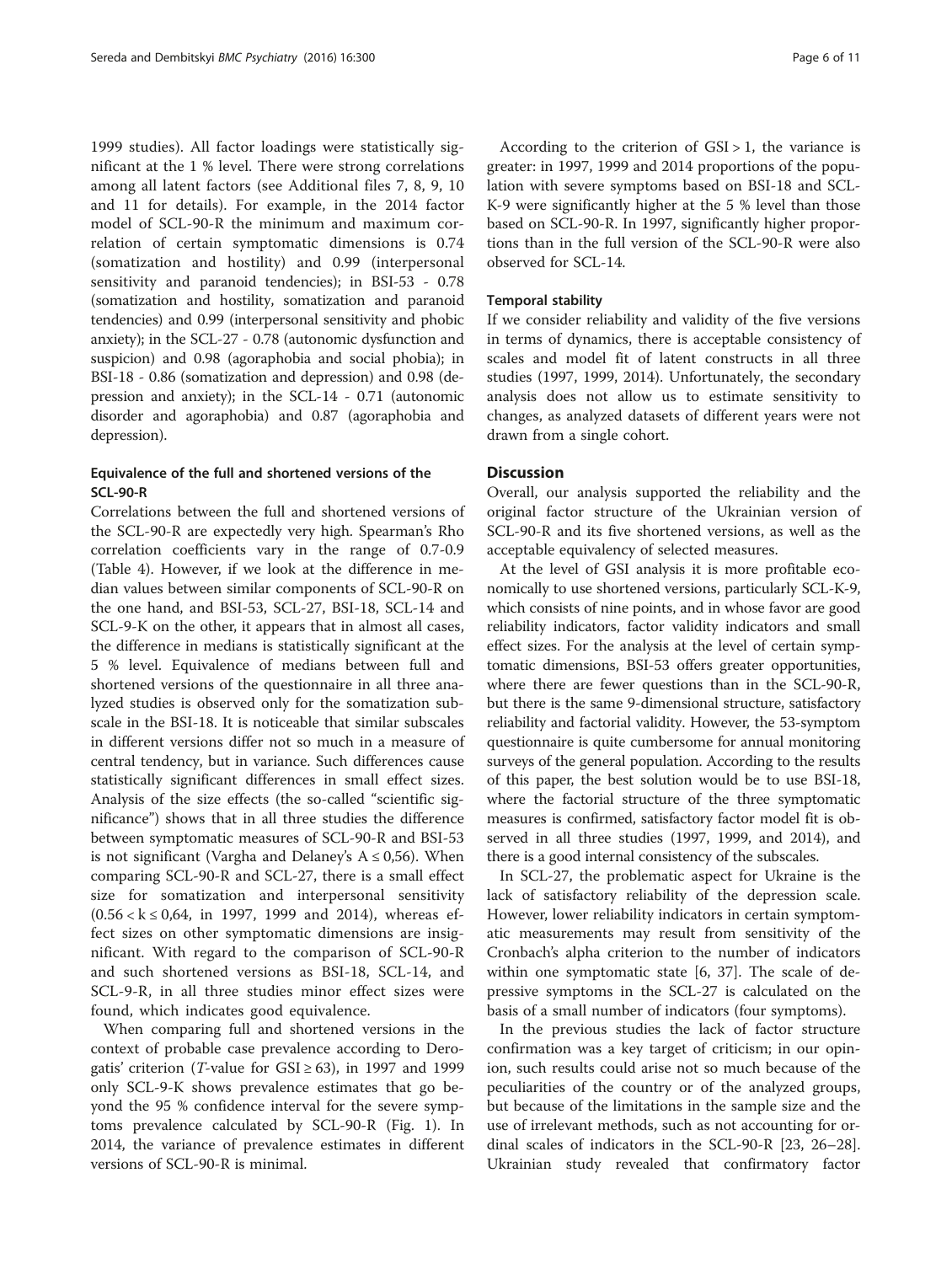1999 studies). All factor loadings were statistically significant at the 1 % level. There were strong correlations among all latent factors (see Additional files 7, 8, 9, 10 and 11 for details). For example, in the 2014 factor model of SCL-90-R the minimum and maximum correlation of certain symptomatic dimensions is 0.74 (somatization and hostility) and 0.99 (interpersonal sensitivity and paranoid tendencies); in BSI-53 - 0.78 (somatization and hostility, somatization and paranoid tendencies) and 0.99 (interpersonal sensitivity and phobic anxiety); in the SCL-27 - 0.78 (autonomic dysfunction and suspicion) and 0.98 (agoraphobia and social phobia); in BSI-18 - 0.86 (somatization and depression) and 0.98 (depression and anxiety); in the SCL-14 - 0.71 (autonomic disorder and agoraphobia) and 0.87 (agoraphobia and depression).

### Equivalence of the full and shortened versions of the SCL-90-R

Correlations between the full and shortened versions of the SCL-90-R are expectedly very high. Spearman's Rho correlation coefficients vary in the range of 0.7-0.9 (Table 4). However, if we look at the difference in median values between similar components of SCL-90-R on the one hand, and BSI-53, SCL-27, BSI-18, SCL-14 and SCL-9-K on the other, it appears that in almost all cases, the difference in medians is statistically significant at the 5 % level. Equivalence of medians between full and shortened versions of the questionnaire in all three analyzed studies is observed only for the somatization subscale in the BSI-18. It is noticeable that similar subscales in different versions differ not so much in a measure of central tendency, but in variance. Such differences cause statistically significant differences in small effect sizes. Analysis of the size effects (the so-called "scientific significance") shows that in all three studies the difference between symptomatic measures of SCL-90-R and BSI-53 is not significant (Vargha and Delaney's $A \leq 0{,}56$). When comparing SCL-90-R and SCL-27, there is a small effect size for somatization and interpersonal sensitivity ($0.56 < k \leq 0{,}64$, in 1997, 1999 and 2014), whereas effect sizes on other symptomatic dimensions are insignificant. With regard to the comparison of SCL-90-R and such shortened versions as BSI-18, SCL-14, and SCL-9-R, in all three studies minor effect sizes were found, which indicates good equivalence.

When comparing full and shortened versions in the context of probable case prevalence according to Derogatis' criterion (*T*-value for $GSI \geq 63$), in 1997 and 1999 only SCL-9-K shows prevalence estimates that go beyond the 95 % confidence interval for the severe symptoms prevalence calculated by SCL-90-R (Fig. 1). In 2014, the variance of prevalence estimates in different versions of SCL-90-R is minimal.

According to the criterion of $GSI > 1$, the variance is greater: in 1997, 1999 and 2014 proportions of the population with severe symptoms based on BSI-18 and SCL-K-9 were significantly higher at the 5 % level than those based on SCL-90-R. In 1997, significantly higher proportions than in the full version of the SCL-90-R were also observed for SCL-14.

### Temporal stability

If we consider reliability and validity of the five versions in terms of dynamics, there is acceptable consistency of scales and model fit of latent constructs in all three studies (1997, 1999, 2014). Unfortunately, the secondary analysis does not allow us to estimate sensitivity to changes, as analyzed datasets of different years were not drawn from a single cohort.

## Discussion

Overall, our analysis supported the reliability and the original factor structure of the Ukrainian version of SCL-90-R and its five shortened versions, as well as the acceptable equivalency of selected measures.

At the level of GSI analysis it is more profitable economically to use shortened versions, particularly SCL-K-9, which consists of nine points, and in whose favor are good reliability indicators, factor validity indicators and small effect sizes. For the analysis at the level of certain symptomatic dimensions, BSI-53 offers greater opportunities, where there are fewer questions than in the SCL-90-R, but there is the same 9-dimensional structure, satisfactory reliability and factorial validity. However, the 53-symptom questionnaire is quite cumbersome for annual monitoring surveys of the general population. According to the results of this paper, the best solution would be to use BSI-18, where the factorial structure of the three symptomatic measures is confirmed, satisfactory factor model fit is observed in all three studies (1997, 1999, and 2014), and there is a good internal consistency of the subscales.

In SCL-27, the problematic aspect for Ukraine is the lack of satisfactory reliability of the depression scale. However, lower reliability indicators in certain symptomatic measurements may result from sensitivity of the Cronbach's alpha criterion to the number of indicators within one symptomatic state [6, 37]. The scale of depressive symptoms in the SCL-27 is calculated on the basis of a small number of indicators (four symptoms).

In the previous studies the lack of factor structure confirmation was a key target of criticism; in our opinion, such results could arise not so much because of the peculiarities of the country or of the analyzed groups, but because of the limitations in the sample size and the use of irrelevant methods, such as not accounting for ordinal scales of indicators in the SCL-90-R [23, 26–28]. Ukrainian study revealed that confirmatory factor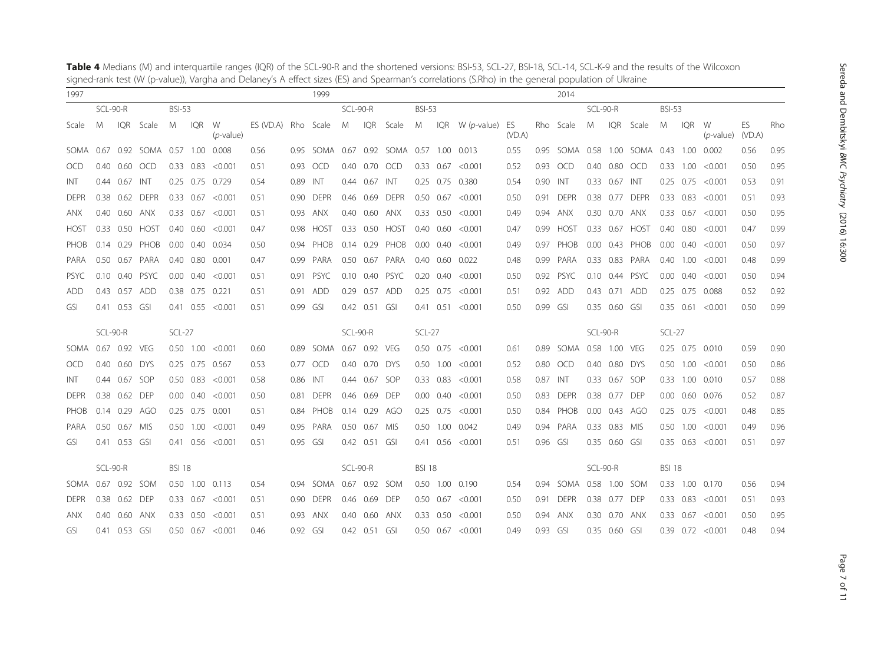**Table 4** Medians (M) and interquartile ranges (IQR) of the SCL-90-R and the shortened versions: BSI-53, SCL-27, BSI-18, SCL-14, SCL-K-9 and the results of the Wilcoxon signed-rank test (W (p-value)), Vargha and Delaney's A effect sizes (ES) and Spearman's correlations (S.Rho) in the general population of Ukraine

| 1997 | | | | | | | | | 1999 | | | | | | | | | 2014 | | | | | | | | |
|---|---|---|---|---|---|---|---|---|---|---|---|---|---|---|---|---|---|---|---|---|---|---|---|---|---|---|
| | SCL-90-R | | BSI-53 | | | | | | | SCL-90-R | | BSI-53 | | | | | | | SCL-90-R | | BSI-53 | | | | | |
| Scale | M | IQR | Scale | M | IQR | W (*p*-value) | ES (VD.A) | Rho | Scale | M | IQR | Scale | M | IQR | W (*p*-value) | ES (VD.A) | Rho | Scale | M | IQR | Scale | M | IQR | W (*p*-value) | ES (VD.A) | Rho |
| SOMA | 0.67 | 0.92 | SOMA | 0.57 | 1.00 | 0.008 | 0.56 | 0.95 | SOMA | 0.67 | 0.92 | SOMA | 0.57 | 1.00 | 0.013 | 0.55 | 0.95 | SOMA | 0.58 | 1.00 | SOMA | 0.43 | 1.00 | 0.002 | 0.56 | 0.95 |
| OCD | 0.40 | 0.60 | OCD | 0.33 | 0.83 | <0.001 | 0.51 | 0.93 | OCD | 0.40 | 0.70 | OCD | 0.33 | 0.67 | <0.001 | 0.52 | 0.93 | OCD | 0.40 | 0.80 | OCD | 0.33 | 1.00 | <0.001 | 0.50 | 0.95 |
| INT | 0.44 | 0.67 | INT | 0.25 | 0.75 | 0.729 | 0.54 | 0.89 | INT | 0.44 | 0.67 | INT | 0.25 | 0.75 | 0.380 | 0.54 | 0.90 | INT | 0.33 | 0.67 | INT | 0.25 | 0.75 | <0.001 | 0.53 | 0.91 |
| DEPR | 0.38 | 0.62 | DEPR | 0.33 | 0.67 | <0.001 | 0.51 | 0.90 | DEPR | 0.46 | 0.69 | DEPR | 0.50 | 0.67 | <0.001 | 0.50 | 0.91 | DEPR | 0.38 | 0.77 | DEPR | 0.33 | 0.83 | <0.001 | 0.51 | 0.93 |
| ANX | 0.40 | 0.60 | ANX | 0.33 | 0.67 | <0.001 | 0.51 | 0.93 | ANX | 0.40 | 0.60 | ANX | 0.33 | 0.50 | <0.001 | 0.49 | 0.94 | ANX | 0.30 | 0.70 | ANX | 0.33 | 0.67 | <0.001 | 0.50 | 0.95 |
| HOST | 0.33 | 0.50 | HOST | 0.40 | 0.60 | <0.001 | 0.47 | 0.98 | HOST | 0.33 | 0.50 | HOST | 0.40 | 0.60 | <0.001 | 0.47 | 0.99 | HOST | 0.33 | 0.67 | HOST | 0.40 | 0.80 | <0.001 | 0.47 | 0.99 |
| PHOB | 0.14 | 0.29 | PHOB | 0.00 | 0.40 | 0.034 | 0.50 | 0.94 | PHOB | 0.14 | 0.29 | PHOB | 0.00 | 0.40 | <0.001 | 0.49 | 0.97 | PHOB | 0.00 | 0.43 | PHOB | 0.00 | 0.40 | <0.001 | 0.50 | 0.97 |
| PARA | 0.50 | 0.67 | PARA | 0.40 | 0.80 | 0.001 | 0.47 | 0.99 | PARA | 0.50 | 0.67 | PARA | 0.40 | 0.60 | 0.022 | 0.48 | 0.99 | PARA | 0.33 | 0.83 | PARA | 0.40 | 1.00 | <0.001 | 0.48 | 0.99 |
| PSYC | 0.10 | 0.40 | PSYC | 0.00 | 0.40 | <0.001 | 0.51 | 0.91 | PSYC | 0.10 | 0.40 | PSYC | 0.20 | 0.40 | <0.001 | 0.50 | 0.92 | PSYC | 0.10 | 0.44 | PSYC | 0.00 | 0.40 | <0.001 | 0.50 | 0.94 |
| ADD | 0.43 | 0.57 | ADD | 0.38 | 0.75 | 0.221 | 0.51 | 0.91 | ADD | 0.29 | 0.57 | ADD | 0.25 | 0.75 | <0.001 | 0.51 | 0.92 | ADD | 0.43 | 0.71 | ADD | 0.25 | 0.75 | 0.088 | 0.52 | 0.92 |
| GSI | 0.41 | 0.53 | GSI | 0.41 | 0.55 | <0.001 | 0.51 | 0.99 | GSI | 0.42 | 0.51 | GSI | 0.41 | 0.51 | <0.001 | 0.50 | 0.99 | GSI | 0.35 | 0.60 | GSI | 0.35 | 0.61 | <0.001 | 0.50 | 0.99 |
| | SCL-90-R | | SCL-27 | | | | | | | SCL-90-R | | SCL-27 | | | | | | | SCL-90-R | | SCL-27 | | | | | |
| SOMA | 0.67 | 0.92 | VEG | 0.50 | 1.00 | <0.001 | 0.60 | 0.89 | SOMA | 0.67 | 0.92 | VEG | 0.50 | 0.75 | <0.001 | 0.61 | 0.89 | SOMA | 0.58 | 1.00 | VEG | 0.25 | 0.75 | 0.010 | 0.59 | 0.90 |
| OCD | 0.40 | 0.60 | DYS | 0.25 | 0.75 | 0.567 | 0.53 | 0.77 | OCD | 0.40 | 0.70 | DYS | 0.50 | 1.00 | <0.001 | 0.52 | 0.80 | OCD | 0.40 | 0.80 | DYS | 0.50 | 1.00 | <0.001 | 0.50 | 0.86 |
| INT | 0.44 | 0.67 | SOP | 0.50 | 0.83 | <0.001 | 0.58 | 0.86 | INT | 0.44 | 0.67 | SOP | 0.33 | 0.83 | <0.001 | 0.58 | 0.87 | INT | 0.33 | 0.67 | SOP | 0.33 | 1.00 | 0.010 | 0.57 | 0.88 |
| DEPR | 0.38 | 0.62 | DEP | 0.00 | 0.40 | <0.001 | 0.50 | 0.81 | DEPR | 0.46 | 0.69 | DEP | 0.00 | 0.40 | <0.001 | 0.50 | 0.83 | DEPR | 0.38 | 0.77 | DEP | 0.00 | 0.60 | 0.076 | 0.52 | 0.87 |
| PHOB | 0.14 | 0.29 | AGO | 0.25 | 0.75 | 0.001 | 0.51 | 0.84 | PHOB | 0.14 | 0.29 | AGO | 0.25 | 0.75 | <0.001 | 0.50 | 0.84 | PHOB | 0.00 | 0.43 | AGO | 0.25 | 0.75 | <0.001 | 0.48 | 0.85 |
| PARA | 0.50 | 0.67 | MIS | 0.50 | 1.00 | <0.001 | 0.49 | 0.95 | PARA | 0.50 | 0.67 | MIS | 0.50 | 1.00 | 0.042 | 0.49 | 0.94 | PARA | 0.33 | 0.83 | MIS | 0.50 | 1.00 | <0.001 | 0.49 | 0.96 |
| GSI | 0.41 | 0.53 | GSI | 0.41 | 0.56 | <0.001 | 0.51 | 0.95 | GSI | 0.42 | 0.51 | GSI | 0.41 | 0.56 | <0.001 | 0.51 | 0.96 | GSI | 0.35 | 0.60 | GSI | 0.35 | 0.63 | <0.001 | 0.51 | 0.97 |
| | SCL-90-R | | BSI 18 | | | | | | | SCL-90-R | | BSI 18 | | | | | | | SCL-90-R | | BSI 18 | | | | | |
| SOMA | 0.67 | 0.92 | SOM | 0.50 | 1.00 | 0.113 | 0.54 | 0.94 | SOMA | 0.67 | 0.92 | SOM | 0.50 | 1.00 | 0.190 | 0.54 | 0.94 | SOMA | 0.58 | 1.00 | SOM | 0.33 | 1.00 | 0.170 | 0.56 | 0.94 |
| DEPR | 0.38 | 0.62 | DEP | 0.33 | 0.67 | <0.001 | 0.51 | 0.90 | DEPR | 0.46 | 0.69 | DEP | 0.50 | 0.67 | <0.001 | 0.50 | 0.91 | DEPR | 0.38 | 0.77 | DEP | 0.33 | 0.83 | <0.001 | 0.51 | 0.93 |
| ANX | 0.40 | 0.60 | ANX | 0.33 | 0.50 | <0.001 | 0.51 | 0.93 | ANX | 0.40 | 0.60 | ANX | 0.33 | 0.50 | <0.001 | 0.50 | 0.94 | ANX | 0.30 | 0.70 | ANX | 0.33 | 0.67 | <0.001 | 0.50 | 0.95 |
| GSI | 0.41 | 0.53 | GSI | 0.50 | 0.67 | <0.001 | 0.46 | 0.92 | GSI | 0.42 | 0.51 | GSI | 0.50 | 0.67 | <0.001 | 0.49 | 0.93 | GSI | 0.35 | 0.60 | GSI | 0.39 | 0.72 | <0.001 | 0.48 | 0.94 |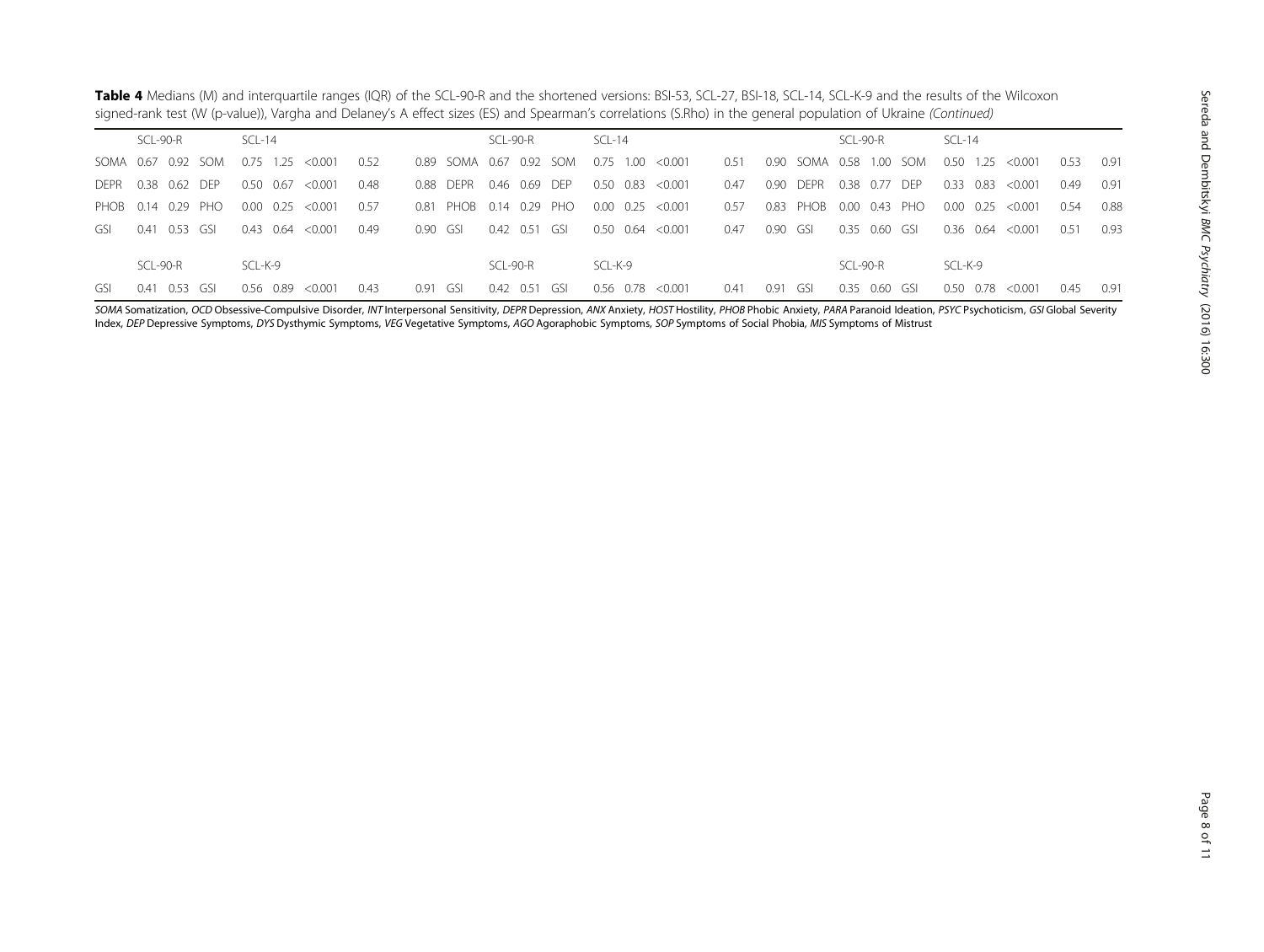**Table 4** Medians (M) and interquartile ranges (IQR) of the SCL-90-R and the shortened versions: BSI-53, SCL-27, BSI-18, SCL-14, SCL-K-9 and the results of the Wilcoxon signed-rank test (W (p-value)), Vargha and Delaney's A effect sizes (ES) and Spearman's correlations (S.Rho) in the general population of Ukraine *(Continued)*

| | SCL-90-R | | | SCL-14 | | | | | | SCL-90-R | | | SCL-14 | | | | | | SCL-90-R | | | SCL-14 | | | | |
|---|---|---|---|---|---|---|---|---|---|---|---|---|---|---|---|---|---|---|---|---|---|---|---|---|---|---|
| SOMA | 0.67 | 0.92 | SOM | 0.75 | 1.25 | <0.001 | 0.52 | 0.89 | SOMA | 0.67 | 0.92 | SOM | 0.75 | 1.00 | <0.001 | 0.51 | 0.90 | SOMA | 0.58 | 1.00 | SOM | 0.50 | 1.25 | <0.001 | 0.53 | 0.91 |
| DEPR | 0.38 | 0.62 | DEP | 0.50 | 0.67 | <0.001 | 0.48 | 0.88 | DEPR | 0.46 | 0.69 | DEP | 0.50 | 0.83 | <0.001 | 0.47 | 0.90 | DEPR | 0.38 | 0.77 | DEP | 0.33 | 0.83 | <0.001 | 0.49 | 0.91 |
| PHOB | 0.14 | 0.29 | PHO | 0.00 | 0.25 | <0.001 | 0.57 | 0.81 | PHOB | 0.14 | 0.29 | PHO | 0.00 | 0.25 | <0.001 | 0.57 | 0.83 | PHOB | 0.00 | 0.43 | PHO | 0.00 | 0.25 | <0.001 | 0.54 | 0.88 |
| GSI | 0.41 | 0.53 | GSI | 0.43 | 0.64 | <0.001 | 0.49 | 0.90 | GSI | 0.42 | 0.51 | GSI | 0.50 | 0.64 | <0.001 | 0.47 | 0.90 | GSI | 0.35 | 0.60 | GSI | 0.36 | 0.64 | <0.001 | 0.51 | 0.93 |
| | SCL-90-R | | | SCL-K-9 | | | | | | SCL-90-R | | | SCL-K-9 | | | | | | SCL-90-R | | | SCL-K-9 | | | | |
| GSI | 0.41 | 0.53 | GSI | 0.56 | 0.89 | <0.001 | 0.43 | 0.91 | GSI | 0.42 | 0.51 | GSI | 0.56 | 0.78 | <0.001 | 0.41 | 0.91 | GSI | 0.35 | 0.60 | GSI | 0.50 | 0.78 | <0.001 | 0.45 | 0.91 |

*SOMA* Somatization, *OCD* Obsessive-Compulsive Disorder, *INT* Interpersonal Sensitivity, *DEPR* Depression, *ANX* Anxiety, *HOST* Hostility, *PHOB* Phobic Anxiety, *PARA* Paranoid Ideation, *PSYC* Psychoticism, *GSI* Global Severity Index, *DEP* Depressive Symptoms, *DYS* Dysthymic Symptoms, *VEG* Vegetative Symptoms, *AGO* Agoraphobic Symptoms, *SOP* Symptoms of Social Phobia, *MIS* Symptoms of Mistrust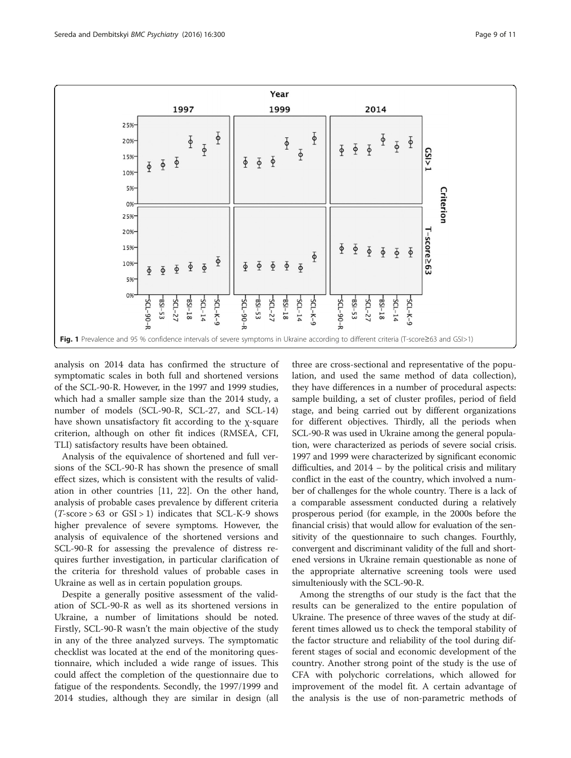Fig. 1 Prevalence and 95 % confidence intervals of severe symptoms in Ukraine according to different criteria (T-score≥63 and GSI>1)

analysis on 2014 data has confirmed the structure of symptomatic scales in both full and shortened versions of the SCL-90-R. However, in the 1997 and 1999 studies, which had a smaller sample size than the 2014 study, a number of models (SCL-90-R, SCL-27, and SCL-14) have shown unsatisfactory fit according to the χ-square criterion, although on other fit indices (RMSEA, CFI, TLI) satisfactory results have been obtained.

Analysis of the equivalence of shortened and full versions of the SCL-90-R has shown the presence of small effect sizes, which is consistent with the results of validation in other countries [11, 22]. On the other hand, analysis of probable cases prevalence by different criteria (*T*-score > 63 or GSI > 1) indicates that SCL-K-9 shows higher prevalence of severe symptoms. However, the analysis of equivalence of the shortened versions and SCL-90-R for assessing the prevalence of distress requires further investigation, in particular clarification of the criteria for threshold values of probable cases in Ukraine as well as in certain population groups.

Despite a generally positive assessment of the validation of SCL-90-R as well as its shortened versions in Ukraine, a number of limitations should be noted. Firstly, SCL-90-R wasn't the main objective of the study in any of the three analyzed surveys. The symptomatic checklist was located at the end of the monitoring questionnaire, which included a wide range of issues. This could affect the completion of the questionnaire due to fatigue of the respondents. Secondly, the 1997/1999 and 2014 studies, although they are similar in design (all three are cross-sectional and representative of the population, and used the same method of data collection), they have differences in a number of procedural aspects: sample building, a set of cluster profiles, period of field stage, and being carried out by different organizations for different objectives. Thirdly, all the periods when SCL-90-R was used in Ukraine among the general population, were characterized as periods of severe social crisis. 1997 and 1999 were characterized by significant economic difficulties, and 2014 – by the political crisis and military conflict in the east of the country, which involved a number of challenges for the whole country. There is a lack of a comparable assessment conducted during a relatively prosperous period (for example, in the 2000s before the financial crisis) that would allow for evaluation of the sensitivity of the questionnaire to such changes. Fourthly, convergent and discriminant validity of the full and shortened versions in Ukraine remain questionable as none of the appropriate alternative screening tools were used simulteniously with the SCL-90-R.

Among the strengths of our study is the fact that the results can be generalized to the entire population of Ukraine. The presence of three waves of the study at different times allowed us to check the temporal stability of the factor structure and reliability of the tool during different stages of social and economic development of the country. Another strong point of the study is the use of CFA with polychoric correlations, which allowed for improvement of the model fit. A certain advantage of the analysis is the use of non-parametric methods of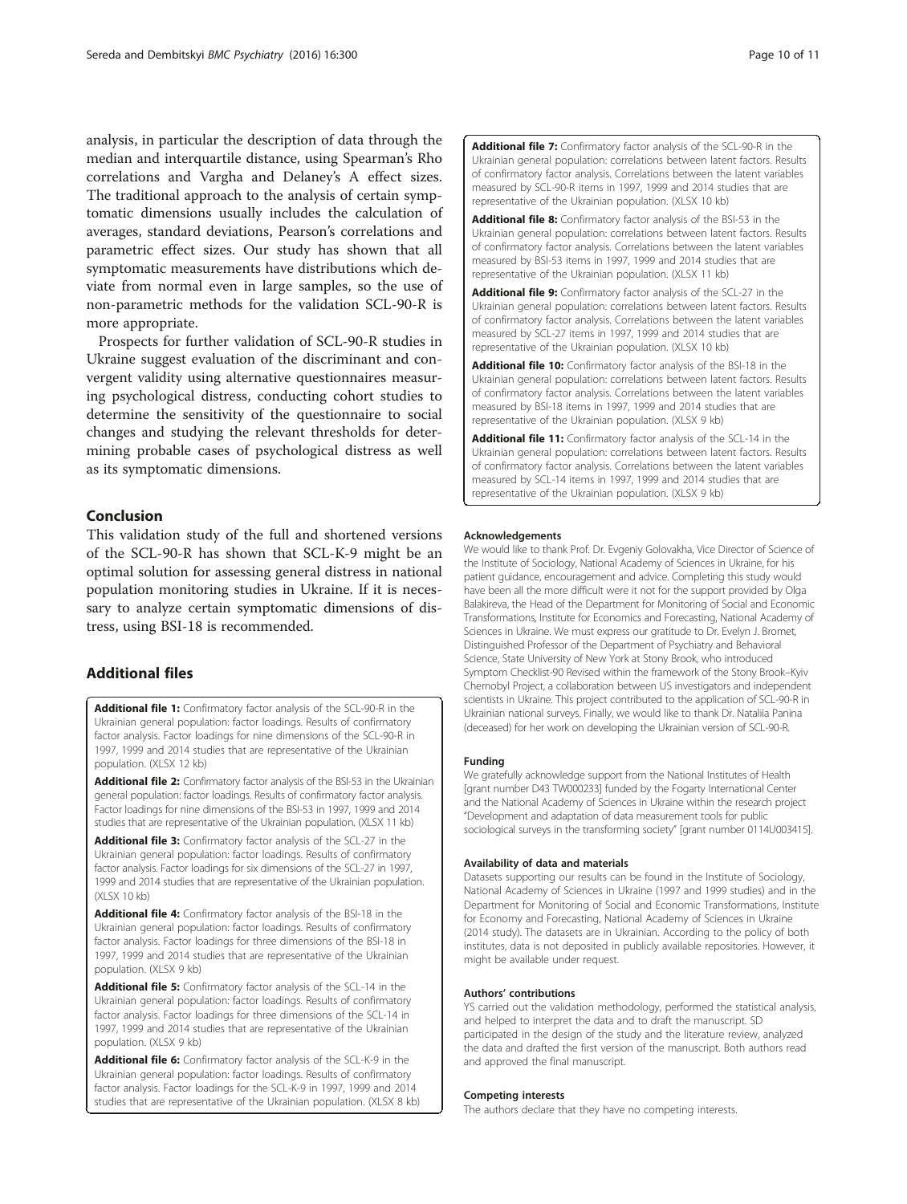analysis, in particular the description of data through the median and interquartile distance, using Spearman's Rho correlations and Vargha and Delaney's A effect sizes. The traditional approach to the analysis of certain symptomatic dimensions usually includes the calculation of averages, standard deviations, Pearson's correlations and parametric effect sizes. Our study has shown that all symptomatic measurements have distributions which deviate from normal even in large samples, so the use of non-parametric methods for the validation SCL-90-R is more appropriate.

Prospects for further validation of SCL-90-R studies in Ukraine suggest evaluation of the discriminant and convergent validity using alternative questionnaires measuring psychological distress, conducting cohort studies to determine the sensitivity of the questionnaire to social changes and studying the relevant thresholds for determining probable cases of psychological distress as well as its symptomatic dimensions.

## Conclusion

This validation study of the full and shortened versions of the SCL-90-R has shown that SCL-K-9 might be an optimal solution for assessing general distress in national population monitoring studies in Ukraine. If it is necessary to analyze certain symptomatic dimensions of distress, using BSI-18 is recommended.

## Additional files

**Additional file 1:** Confirmatory factor analysis of the SCL-90-R in the Ukrainian general population: factor loadings. Results of confirmatory factor analysis. Factor loadings for nine dimensions of the SCL-90-R in 1997, 1999 and 2014 studies that are representative of the Ukrainian population. (XLSX 12 kb)

**Additional file 2:** Confirmatory factor analysis of the BSI-53 in the Ukrainian general population: factor loadings. Results of confirmatory factor analysis. Factor loadings for nine dimensions of the BSI-53 in 1997, 1999 and 2014 studies that are representative of the Ukrainian population. (XLSX 11 kb)

**Additional file 3:** Confirmatory factor analysis of the SCL-27 in the Ukrainian general population: factor loadings. Results of confirmatory factor analysis. Factor loadings for six dimensions of the SCL-27 in 1997, 1999 and 2014 studies that are representative of the Ukrainian population. (XLSX 10 kb)

**Additional file 4:** Confirmatory factor analysis of the BSI-18 in the Ukrainian general population: factor loadings. Results of confirmatory factor analysis. Factor loadings for three dimensions of the BSI-18 in 1997, 1999 and 2014 studies that are representative of the Ukrainian population. (XLSX 9 kb)

**Additional file 5:** Confirmatory factor analysis of the SCL-14 in the Ukrainian general population: factor loadings. Results of confirmatory factor analysis. Factor loadings for three dimensions of the SCL-14 in 1997, 1999 and 2014 studies that are representative of the Ukrainian population. (XLSX 9 kb)

**Additional file 6:** Confirmatory factor analysis of the SCL-K-9 in the Ukrainian general population: factor loadings. Results of confirmatory factor analysis. Factor loadings for the SCL-K-9 in 1997, 1999 and 2014 studies that are representative of the Ukrainian population. (XLSX 8 kb)

**Additional file 7:** Confirmatory factor analysis of the SCL-90-R in the Ukrainian general population: correlations between latent factors. Results of confirmatory factor analysis. Correlations between the latent variables measured by SCL-90-R items in 1997, 1999 and 2014 studies that are representative of the Ukrainian population. (XLSX 10 kb)

**Additional file 8:** Confirmatory factor analysis of the BSI-53 in the Ukrainian general population: correlations between latent factors. Results of confirmatory factor analysis. Correlations between the latent variables measured by BSI-53 items in 1997, 1999 and 2014 studies that are representative of the Ukrainian population. (XLSX 11 kb)

**Additional file 9:** Confirmatory factor analysis of the SCL-27 in the Ukrainian general population: correlations between latent factors. Results of confirmatory factor analysis. Correlations between the latent variables measured by SCL-27 items in 1997, 1999 and 2014 studies that are representative of the Ukrainian population. (XLSX 10 kb)

**Additional file 10:** Confirmatory factor analysis of the BSI-18 in the Ukrainian general population: correlations between latent factors. Results of confirmatory factor analysis. Correlations between the latent variables measured by BSI-18 items in 1997, 1999 and 2014 studies that are representative of the Ukrainian population. (XLSX 9 kb)

**Additional file 11:** Confirmatory factor analysis of the SCL-14 in the Ukrainian general population: correlations between latent factors. Results of confirmatory factor analysis. Correlations between the latent variables measured by SCL-14 items in 1997, 1999 and 2014 studies that are representative of the Ukrainian population. (XLSX 9 kb)

#### Acknowledgements

We would like to thank Prof. Dr. Evgeniy Golovakha, Vice Director of Science of the Institute of Sociology, National Academy of Sciences in Ukraine, for his patient guidance, encouragement and advice. Completing this study would have been all the more difficult were it not for the support provided by Olga Balakireva, the Head of the Department for Monitoring of Social and Economic Transformations, Institute for Economics and Forecasting, National Academy of Sciences in Ukraine. We must express our gratitude to Dr. Evelyn J. Bromet, Distinguished Professor of the Department of Psychiatry and Behavioral Science, State University of New York at Stony Brook, who introduced Symptom Checklist-90 Revised within the framework of the Stony Brook–Kyiv Chernobyl Project, a collaboration between US investigators and independent scientists in Ukraine. This project contributed to the application of SCL-90-R in Ukrainian national surveys. Finally, we would like to thank Dr. Nataliia Panina (deceased) for her work on developing the Ukrainian version of SCL-90-R.

#### Funding

We gratefully acknowledge support from the National Institutes of Health [grant number D43 TW000233] funded by the Fogarty International Center and the National Academy of Sciences in Ukraine within the research project "Development and adaptation of data measurement tools for public sociological surveys in the transforming society" [grant number 0114U003415].

#### Availability of data and materials

Datasets supporting our results can be found in the Institute of Sociology, National Academy of Sciences in Ukraine (1997 and 1999 studies) and in the Department for Monitoring of Social and Economic Transformations, Institute for Economy and Forecasting, National Academy of Sciences in Ukraine (2014 study). The datasets are in Ukrainian. According to the policy of both institutes, data is not deposited in publicly available repositories. However, it might be available under request.

#### Authors' contributions

YS carried out the validation methodology, performed the statistical analysis, and helped to interpret the data and to draft the manuscript. SD participated in the design of the study and the literature review, analyzed the data and drafted the first version of the manuscript. Both authors read and approved the final manuscript.

#### Competing interests

The authors declare that they have no competing interests.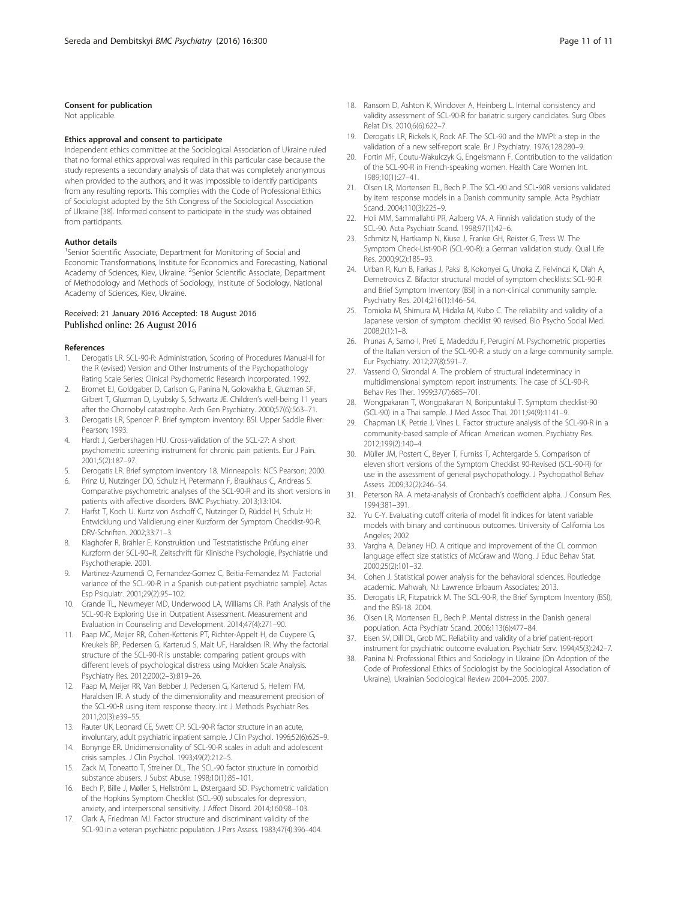### Consent for publication

Not applicable.

### Ethics approval and consent to participate

Independent ethics committee at the Sociological Association of Ukraine ruled that no formal ethics approval was required in this particular case because the study represents a secondary analysis of data that was completely anonymous when provided to the authors, and it was impossible to identify participants from any resulting reports. This complies with the Code of Professional Ethics of Sociologist adopted by the 5th Congress of the Sociological Association of Ukraine [38]. Informed consent to participate in the study was obtained from participants.

### Author details

[1]Senior Scientific Associate, Department for Monitoring of Social and Economic Transformations, Institute for Economics and Forecasting, National Academy of Sciences, Kiev, Ukraine. [2]Senior Scientific Associate, Department of Methodology and Methods of Sociology, Institute of Sociology, National Academy of Sciences, Kiev, Ukraine.

Received: 21 January 2016 Accepted: 18 August 2016
Published online: 26 August 2016

### References

1. Derogatis LR. SCL-90-R: Administration, Scoring of Procedures Manual-II for the R (evised) Version and Other Instruments of the Psychopathology Rating Scale Series: Clinical Psychometric Research Incorporated. 1992.
2. Bromet EJ, Goldgaber D, Carlson G, Panina N, Golovakha E, Gluzman SF, Gilbert T, Gluzman D, Lyubsky S, Schwartz JE. Children's well-being 11 years after the Chornobyl catastrophe. Arch Gen Psychiatry. 2000;57(6):563–71.
3. Derogatis LR, Spencer P. Brief symptom inventory: BSI. Upper Saddle River: Pearson; 1993.
4. Hardt J, Gerbershagen HU. Cross-validation of the SCL-27: A short psychometric screening instrument for chronic pain patients. Eur J Pain. 2001;5(2):187–97.
5. Derogatis LR. Brief symptom inventory 18. Minneapolis: NCS Pearson; 2000.
6. Prinz U, Nutzinger DO, Schulz H, Petermann F, Braukhaus C, Andreas S. Comparative psychometric analyses of the SCL-90-R and its short versions in patients with affective disorders. BMC Psychiatry. 2013;13:104.
7. Harfst T, Koch U. Kurtz von Aschoff C, Nutzinger D, Rüddel H, Schulz H: Entwicklung und Validierung einer Kurzform der Symptom Checklist-90-R. DRV-Schriften. 2002;33:71–3.
8. Klaghofer R, Brähler E. Konstruktion und Teststatistische Prüfung einer Kurzform der SCL-90–R, Zeitschrift für Klinische Psychologie, Psychiatrie und Psychotherapie. 2001.
9. Martinez-Azumendi O, Fernandez-Gomez C, Beitia-Fernandez M. [Factorial variance of the SCL-90-R in a Spanish out-patient psychiatric sample]. Actas Esp Psiquiatr. 2001;29(2):95–102.
10. Grande TL, Newmeyer MD, Underwood LA, Williams CR. Path Analysis of the SCL-90-R: Exploring Use in Outpatient Assessment. Measurement and Evaluation in Counseling and Development. 2014;47(4):271–90.
11. Paap MC, Meijer RR, Cohen-Kettenis PT, Richter-Appelt H, de Cuypere G, Kreukels BP, Pedersen G, Karterud S, Malt UF, Haraldsen IR. Why the factorial structure of the SCL-90-R is unstable: comparing patient groups with different levels of psychological distress using Mokken Scale Analysis. Psychiatry Res. 2012;200(2–3):819–26.
12. Paap M, Meijer RR, Van Bebber J, Pedersen G, Karterud S, Hellem FM, Haraldsen IR. A study of the dimensionality and measurement precision of the SCL-90-R using item response theory. Int J Methods Psychiatr Res. 2011;20(3):e39–55.
13. Rauter UK, Leonard CE, Swett CP. SCL-90-R factor structure in an acute, involuntary, adult psychiatric inpatient sample. J Clin Psychol. 1996;52(6):625–9.
14. Bonynge ER. Unidimensionality of SCL-90-R scales in adult and adolescent crisis samples. J Clin Psychol. 1993;49(2):212–5.
15. Zack M, Toneatto T, Streiner DL. The SCL-90 factor structure in comorbid substance abusers. J Subst Abuse. 1998;10(1):85–101.
16. Bech P, Bille J, Møller S, Hellström L, Østergaard SD. Psychometric validation of the Hopkins Symptom Checklist (SCL-90) subscales for depression, anxiety, and interpersonal sensitivity. J Affect Disord. 2014;160:98–103.
17. Clark A, Friedman MJ. Factor structure and discriminant validity of the SCL-90 in a veteran psychiatric population. J Pers Assess. 1983;47(4):396–404.
18. Ransom D, Ashton K, Windover A, Heinberg L. Internal consistency and validity assessment of SCL-90-R for bariatric surgery candidates. Surg Obes Relat Dis. 2010;6(6):622–7.
19. Derogatis LR, Rickels K, Rock AF. The SCL-90 and the MMPI: a step in the validation of a new self-report scale. Br J Psychiatry. 1976;128:280–9.
20. Fortin MF, Coutu-Wakulczyk G, Engelsmann F. Contribution to the validation of the SCL-90-R in French-speaking women. Health Care Women Int. 1989;10(1):27–41.
21. Olsen LR, Mortensen EL, Bech P. The SCL-90 and SCL-90R versions validated by item response models in a Danish community sample. Acta Psychiatr Scand. 2004;110(3):225–9.
22. Holi MM, Sammallahti PR, Aalberg VA. A Finnish validation study of the SCL-90. Acta Psychiatr Scand. 1998;97(1):42–6.
23. Schmitz N, Hartkamp N, Kiuse J, Franke GH, Reister G, Tress W. The Symptom Check-List-90-R (SCL-90-R): a German validation study. Qual Life Res. 2000;9(2):185–93.
24. Urban R, Kun B, Farkas J, Paksi B, Kokonyei G, Unoka Z, Felvinczi K, Olah A, Demetrovics Z. Bifactor structural model of symptom checklists: SCL-90-R and Brief Symptom Inventory (BSI) in a non-clinical community sample. Psychiatry Res. 2014;216(1):146–54.
25. Tomioka M, Shimura M, Hidaka M, Kubo C. The reliability and validity of a Japanese version of symptom checklist 90 revised. Bio Psycho Social Med. 2008;2(1):1–8.
26. Prunas A, Sarno I, Preti E, Madeddu F, Perugini M. Psychometric properties of the Italian version of the SCL-90-R: a study on a large community sample. Eur Psychiatry. 2012;27(8):591–7.
27. Vassend O, Skrondal A. The problem of structural indeterminacy in multidimensional symptom report instruments. The case of SCL-90-R. Behav Res Ther. 1999;37(7):685–701.
28. Wongpakaran T, Wongpakaran N, Boripuntakul T. Symptom checklist-90 (SCL-90) in a Thai sample. J Med Assoc Thai. 2011;94(9):1141–9.
29. Chapman LK, Petrie J, Vines L. Factor structure analysis of the SCL-90-R in a community-based sample of African American women. Psychiatry Res. 2012;199(2):140–4.
30. Müller JM, Postert C, Beyer T, Furniss T, Achtergarde S. Comparison of eleven short versions of the Symptom Checklist 90-Revised (SCL-90-R) for use in the assessment of general psychopathology. J Psychopathol Behav Assess. 2009;32(2):246–54.
31. Peterson RA. A meta-analysis of Cronbach's coefficient alpha. J Consum Res. 1994;381–391.
32. Yu C-Y. Evaluating cutoff criteria of model fit indices for latent variable models with binary and continuous outcomes. University of California Los Angeles; 2002
33. Vargha A, Delaney HD. A critique and improvement of the CL common language effect size statistics of McGraw and Wong. J Educ Behav Stat. 2000;25(2):101–32.
34. Cohen J. Statistical power analysis for the behavioral sciences. Routledge academic. Mahwah, NJ: Lawrence Erlbaum Associates; 2013.
35. Derogatis LR, Fitzpatrick M. The SCL-90-R, the Brief Symptom Inventory (BSI), and the BSI-18. 2004.
36. Olsen LR, Mortensen EL, Bech P. Mental distress in the Danish general population. Acta Psychiatr Scand. 2006;113(6):477–84.
37. Eisen SV, Dill DL, Grob MC. Reliability and validity of a brief patient-report instrument for psychiatric outcome evaluation. Psychiatr Serv. 1994;45(3):242–7.
38. Panina N. Professional Ethics and Sociology in Ukraine (On Adoption of the Code of Professional Ethics of Sociologist by the Sociological Association of Ukraine), Ukrainian Sociological Review 2004–2005. 2007.